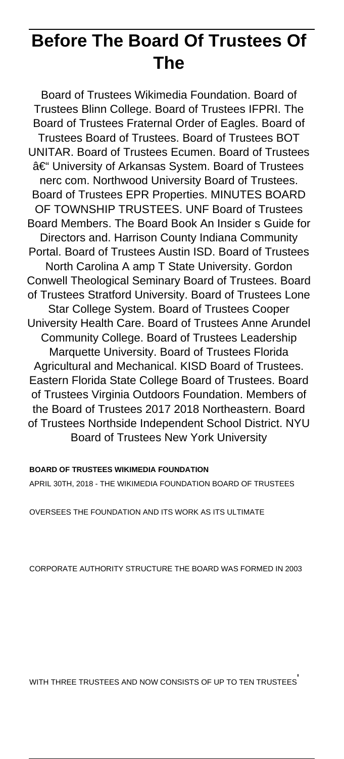# Before The Board Of Trustees Of The

Board of Trustees Wikimedia Foundation. Board of Trustees Blinn College. Board of Trustees IFPRI. The Board of Trustees Fraternal Order of Eagles. Board of Trustees Board of Trustees. Board of Trustees BOT UNITAR. Board of Trustees Ecumen. Board of Trustees â€“ University of Arkansas System. Board of Trustees nerc com. Northwood University Board of Trustees. Board of Trustees EPR Properties. MINUTES BOARD OF TOWNSHIP TRUSTEES. UNF Board of Trustees Board Members. The Board Book An Insider s Guide for Directors and. Harrison County Indiana Community Portal. Board of Trustees Austin ISD. Board of Trustees North Carolina A amp T State University. Gordon Conwell Theological Seminary Board of Trustees. Board of Trustees Stratford University. Board of Trustees Lone Star College System. Board of Trustees Cooper University Health Care. Board of Trustees Anne Arundel Community College. Board of Trustees Leadership Marquette University. Board of Trustees Florida Agricultural and Mechanical. KISD Board of Trustees. Eastern Florida State College Board of Trustees. Board of Trustees Virginia Outdoors Foundation. Members of the Board of Trustees 2017 2018 Northeastern. Board of Trustees Northside Independent School District. NYU Board of Trustees New York University

**BOARD OF TRUSTEES WIKIMEDIA FOUNDATION**

APRIL 30TH, 2018 - THE WIKIMEDIA FOUNDATION BOARD OF TRUSTEES OVERSEES THE FOUNDATION AND ITS WORK AS ITS ULTIMATE CORPORATE AUTHORITY STRUCTURE THE BOARD WAS FORMED IN 2003 WITH THREE TRUSTEES AND NOW CONSISTS OF UP TO TEN TRUSTEES'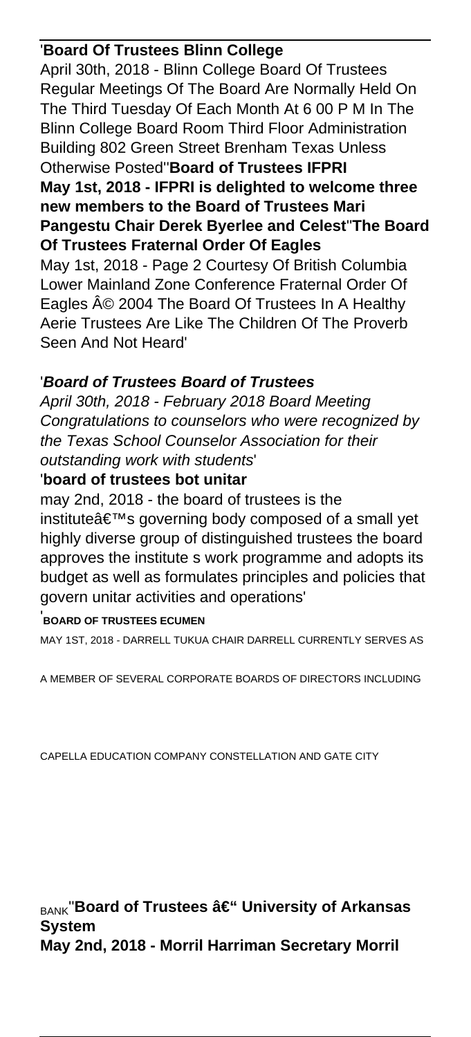'**Board Of Trustees Blinn College**

April 30th, 2018 - Blinn College Board Of Trustees Regular Meetings Of The Board Are Normally Held On The Third Tuesday Of Each Month At 6 00 P M In The Blinn College Board Room Third Floor Administration Building 802 Green Street Brenham Texas Unless Otherwise Posted''**Board of Trustees IFPRI**

**May 1st, 2018 - IFPRI is delighted to welcome three new members to the Board of Trustees Mari Pangestu Chair Derek Byerlee and Celest**''**The Board Of Trustees Fraternal Order Of Eagles**

May 1st, 2018 - Page 2 Courtesy Of British Columbia Lower Mainland Zone Conference Fraternal Order Of Eagles Â© 2004 The Board Of Trustees In A Healthy Aerie Trustees Are Like The Children Of The Proverb Seen And Not Heard'

'***Board of Trustees Board of Trustees***

*April 30th, 2018 - February 2018 Board Meeting Congratulations to counselors who were recognized by the Texas School Counselor Association for their outstanding work with students*'

'**board of trustees bot unitar**

may 2nd, 2018 - the board of trustees is the instituteâ€™s governing body composed of a small yet highly diverse group of distinguished trustees the board approves the institute s work programme and adopts its budget as well as formulates principles and policies that govern unitar activities and operations'

'**BOARD OF TRUSTEES ECUMEN**

MAY 1ST, 2018 - DARRELL TUKUA CHAIR DARRELL CURRENTLY SERVES AS A MEMBER OF SEVERAL CORPORATE BOARDS OF DIRECTORS INCLUDING CAPELLA EDUCATION COMPANY CONSTELLATION AND GATE CITY BANK''**Board of Trustees â€" University of Arkansas System**

**May 2nd, 2018 - Morril Harriman Secretary Morril**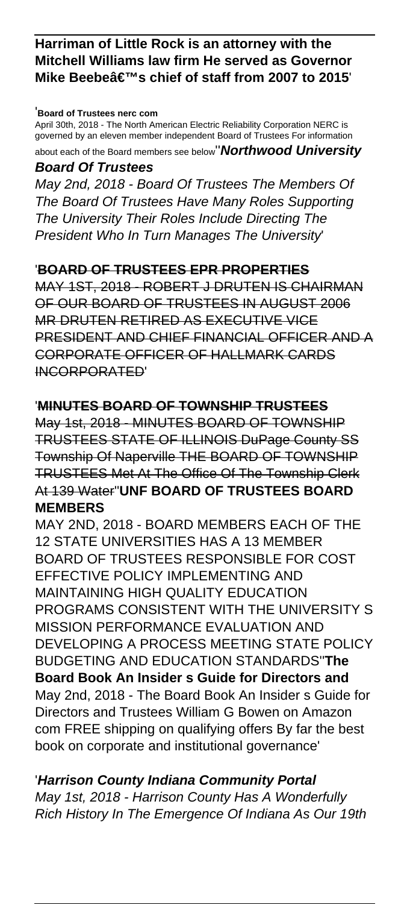**Harriman of Little Rock is an attorney with the Mitchell Williams law firm He served as Governor Mike Beebeâ€™s chief of staff from 2007 to 2015**'

'**Board of Trustees nerc com**
April 30th, 2018 - The North American Electric Reliability Corporation NERC is governed by an eleven member independent Board of Trustees For information about each of the Board members see below''***Northwood University Board Of Trustees***
*May 2nd, 2018 - Board Of Trustees The Members Of The Board Of Trustees Have Many Roles Supporting The University Their Roles Include Directing The President Who In Turn Manages The University*'

'**BOARD OF TRUSTEES EPR PROPERTIES**
MAY 1ST, 2018 - ROBERT J DRUTEN IS CHAIRMAN OF OUR BOARD OF TRUSTEES IN AUGUST 2006 MR DRUTEN RETIRED AS EXECUTIVE VICE PRESIDENT AND CHIEF FINANCIAL OFFICER AND A CORPORATE OFFICER OF HALLMARK CARDS INCORPORATED'

'**MINUTES BOARD OF TOWNSHIP TRUSTEES**
May 1st, 2018 - MINUTES BOARD OF TOWNSHIP TRUSTEES STATE OF ILLINOIS DuPage County SS Township Of Naperville THE BOARD OF TOWNSHIP TRUSTEES Met At The Office Of The Township Clerk At 139 Water''**UNF BOARD OF TRUSTEES BOARD MEMBERS**
MAY 2ND, 2018 - BOARD MEMBERS EACH OF THE 12 STATE UNIVERSITIES HAS A 13 MEMBER BOARD OF TRUSTEES RESPONSIBLE FOR COST EFFECTIVE POLICY IMPLEMENTING AND MAINTAINING HIGH QUALITY EDUCATION PROGRAMS CONSISTENT WITH THE UNIVERSITY S MISSION PERFORMANCE EVALUATION AND DEVELOPING A PROCESS MEETING STATE POLICY BUDGETING AND EDUCATION STANDARDS''**The Board Book An Insider s Guide for Directors and**
May 2nd, 2018 - The Board Book An Insider s Guide for Directors and Trustees William G Bowen on Amazon com FREE shipping on qualifying offers By far the best book on corporate and institutional governance'

'***Harrison County Indiana Community Portal***
*May 1st, 2018 - Harrison County Has A Wonderfully Rich History In The Emergence Of Indiana As Our 19th*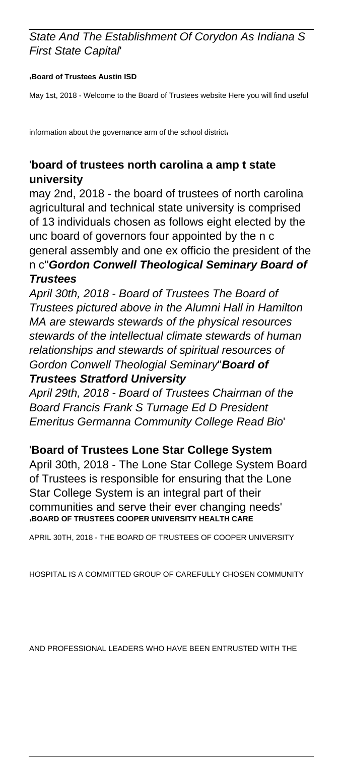*State And The Establishment Of Corydon As Indiana S First State Capital*'

'**Board of Trustees Austin ISD**

May 1st, 2018 - Welcome to the Board of Trustees website Here you will find useful information about the governance arm of the school district'

'**board of trustees north carolina a amp t state university**

may 2nd, 2018 - the board of trustees of north carolina agricultural and technical state university is comprised of 13 individuals chosen as follows eight elected by the unc board of governors four appointed by the n c general assembly and one ex officio the president of the n c''***Gordon Conwell Theological Seminary Board of Trustees***

*April 30th, 2018 - Board of Trustees The Board of Trustees pictured above in the Alumni Hall in Hamilton MA are stewards stewards of the physical resources stewards of the intellectual climate stewards of human relationships and stewards of spiritual resources of Gordon Conwell Theologial Seminary*''***Board of Trustees Stratford University***

*April 29th, 2018 - Board of Trustees Chairman of the Board Francis Frank S Turnage Ed D President Emeritus Germanna Community College Read Bio*'

'**Board of Trustees Lone Star College System**

April 30th, 2018 - The Lone Star College System Board of Trustees is responsible for ensuring that the Lone Star College System is an integral part of their communities and serve their ever changing needs'

'**BOARD OF TRUSTEES COOPER UNIVERSITY HEALTH CARE**

APRIL 30TH, 2018 - THE BOARD OF TRUSTEES OF COOPER UNIVERSITY HOSPITAL IS A COMMITTED GROUP OF CAREFULLY CHOSEN COMMUNITY AND PROFESSIONAL LEADERS WHO HAVE BEEN ENTRUSTED WITH THE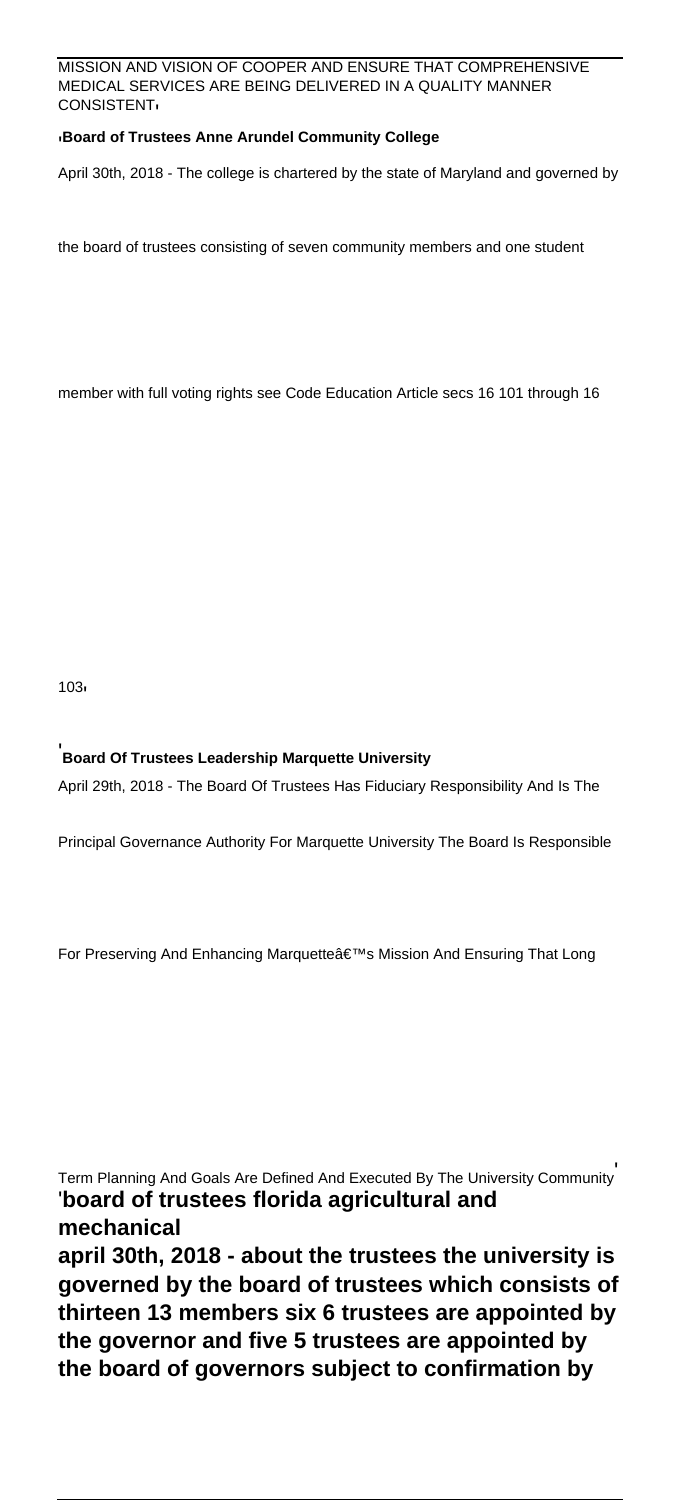MISSION AND VISION OF COOPER AND ENSURE THAT COMPREHENSIVE MEDICAL SERVICES ARE BEING DELIVERED IN A QUALITY MANNER CONSISTENT'

'**Board of Trustees Anne Arundel Community College**

April 30th, 2018 - The college is chartered by the state of Maryland and governed by the board of trustees consisting of seven community members and one student member with full voting rights see Code Education Article secs 16 101 through 16 103'

'**Board Of Trustees Leadership Marquette University**

April 29th, 2018 - The Board Of Trustees Has Fiduciary Responsibility And Is The Principal Governance Authority For Marquette University The Board Is Responsible For Preserving And Enhancing Marquette€™s Mission And Ensuring That Long Term Planning And Goals Are Defined And Executed By The University Community'

'**board of trustees florida agricultural and mechanical**

**april 30th, 2018 - about the trustees the university is governed by the board of trustees which consists of thirteen 13 members six 6 trustees are appointed by the governor and five 5 trustees are appointed by the board of governors subject to confirmation by**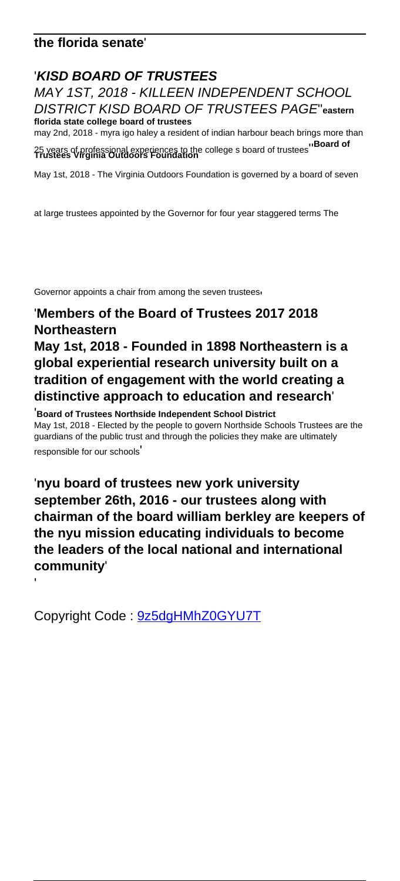**the florida senate**'

'***KISD BOARD OF TRUSTEES***
*MAY 1ST, 2018 - KILLEEN INDEPENDENT SCHOOL DISTRICT KISD BOARD OF TRUSTEES PAGE*''**eastern florida state college board of trustees**
may 2nd, 2018 - myra igo haley a resident of indian harbour beach brings more than 25 years of professional experiences to the college s board of trustees''**Board of Trustees Virginia Outdoors Foundation**

May 1st, 2018 - The Virginia Outdoors Foundation is governed by a board of seven at large trustees appointed by the Governor for four year staggered terms The Governor appoints a chair from among the seven trustees'

'**Members of the Board of Trustees 2017 2018 Northeastern**
**May 1st, 2018 - Founded in 1898 Northeastern is a global experiential research university built on a tradition of engagement with the world creating a distinctive approach to education and research**'

'**Board of Trustees Northside Independent School District**
May 1st, 2018 - Elected by the people to govern Northside Schools Trustees are the guardians of the public trust and through the policies they make are ultimately responsible for our schools'

'**nyu board of trustees new york university september 26th, 2016 - our trustees along with chairman of the board william berkley are keepers of the nyu mission educating individuals to become the leaders of the local national and international community**'
'

Copyright Code : 9z5dgHMhZ0GYU7T